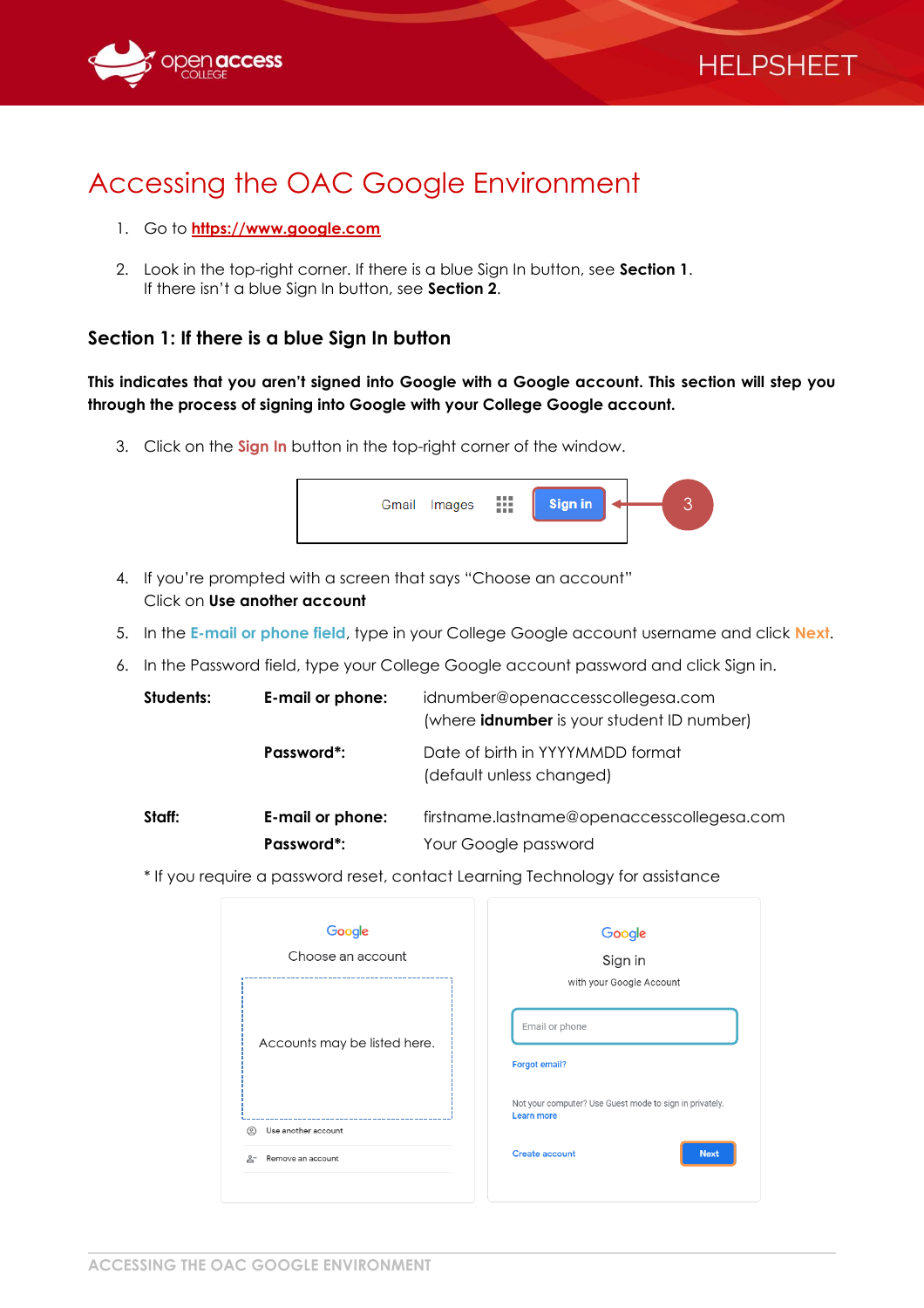# Accessing the OAC Google Environment

1. Go to **https://www.google.com**

2. Look in the top-right corner. If there is a blue Sign In button, see **Section 1**.
   If there isn't a blue Sign In button, see **Section 2**.

## Section 1: If there is a blue Sign In button

**This indicates that you aren't signed into Google with a Google account. This section will step you through the process of signing into Google with your College Google account.**

3. Click on the **Sign In** button in the top-right corner of the window.

Gmail Images Sign in

3

4. If you're prompted with a screen that says "Choose an account"
   Click on **Use another account**

5. In the **E-mail or phone field**, type in your College Google account username and click **Next**.

6. In the Password field, type your College Google account password and click Sign in.

| | | |
|---|---|---|
| **Students:** | **E-mail or phone:** | idnumber@openaccesscollegesa.com (where **idnumber** is your student ID number) |
| | **Password*:** | Date of birth in YYYYMMDD format (default unless changed) |
| **Staff:** | **E-mail or phone:** | firstname.lastname@openaccesscollegesa.com |
| | **Password*:** | Your Google password |

\* If you require a password reset, contact Learning Technology for assistance

Google
Choose an account
Accounts may be listed here.
Use another account
Remove an account

Google
Sign in
with your Google Account
Email or phone
Forgot email?
Not your computer? Use Guest mode to sign in privately.
Learn more
Create account
Next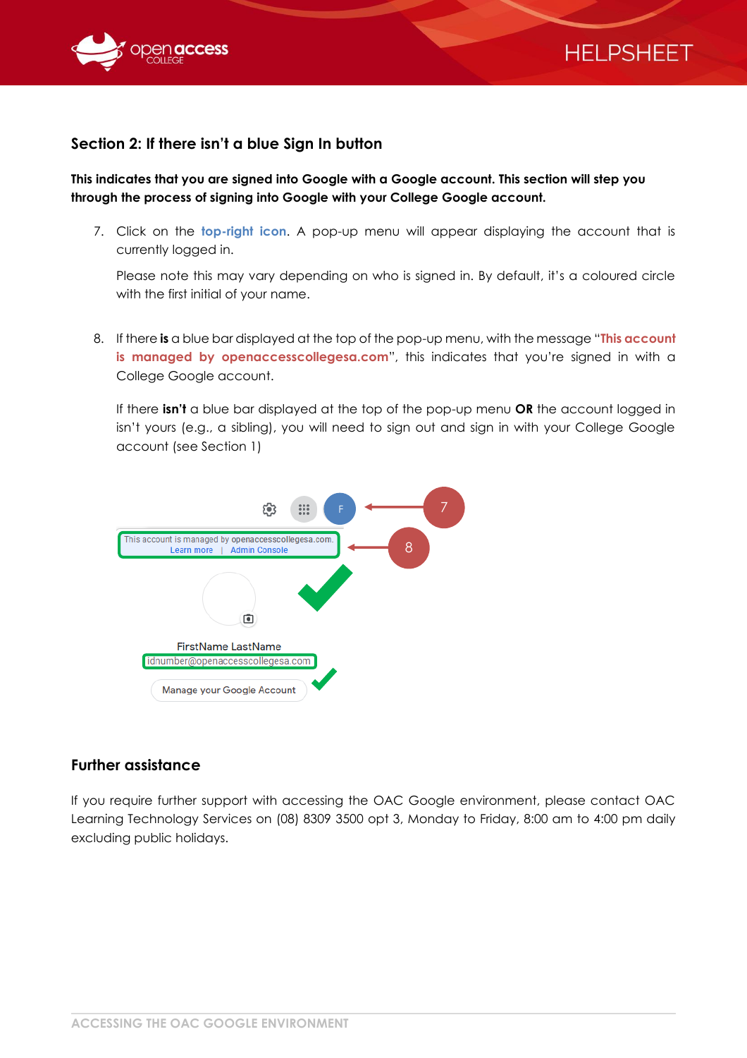## Section 2: If there isn't a blue Sign In button

**This indicates that you are signed into Google with a Google account. This section will step you through the process of signing into Google with your College Google account.**

7. Click on the **top-right icon**. A pop-up menu will appear displaying the account that is currently logged in.

   Please note this may vary depending on who is signed in. By default, it's a coloured circle with the first initial of your name.

8. If there **is** a blue bar displayed at the top of the pop-up menu, with the message "**This account is managed by openaccesscollegesa.com**", this indicates that you're signed in with a College Google account.

   If there **isn't** a blue bar displayed at the top of the pop-up menu **OR** the account logged in isn't yours (e.g., a sibling), you will need to sign out and sign in with your College Google account (see Section 1)

F

7

This account is managed by openaccesscollegesa.com.

Learn more | Admin Console

8

FirstName LastName

idnumber@openaccesscollegesa.com

Manage your Google Account

## Further assistance

If you require further support with accessing the OAC Google environment, please contact OAC Learning Technology Services on (08) 8309 3500 opt 3, Monday to Friday, 8:00 am to 4:00 pm daily excluding public holidays.